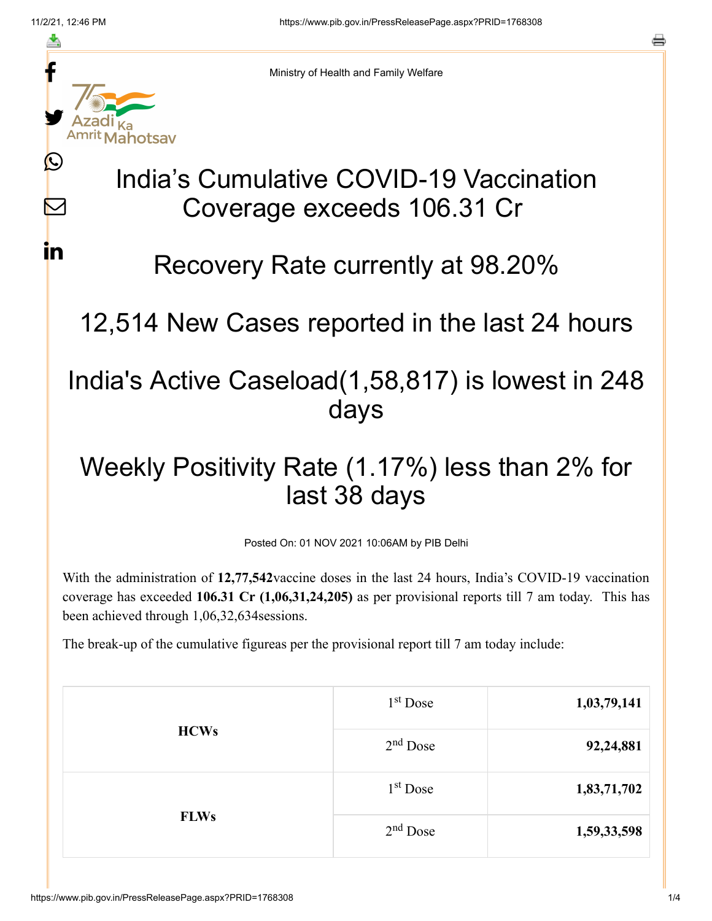Ministry of Health and Family Welfare

# India's Cumulative COVID-19 Vaccination Coverage exceeds 106.31 Cr

# Recovery Rate currently at 98.20%

# 12,514 New Cases reported in the last 24 hours

# India's Active Caseload(1,58,817) is lowest in 248 days

# Weekly Positivity Rate (1.17%) less than 2% for last 38 days

Posted On: 01 NOV 2021 10:06AM by PIB Delhi

With the administration of **12,77,542**vaccine doses in the last 24 hours, India's COVID-19 vaccination coverage has exceeded **106.31 Cr (1,06,31,24,205)** as per provisional reports till 7 am today. This has been achieved through 1,06,32,634sessions.

The break-up of the cumulative figureas per the provisional report till 7 am today include:

| | | |
|---|---|---|
| **HCWs** | 1st Dose | **1,03,79,141** |
| | 2nd Dose | **92,24,881** |
| **FLWs** | 1st Dose | **1,83,71,702** |
| | 2nd Dose | **1,59,33,598** |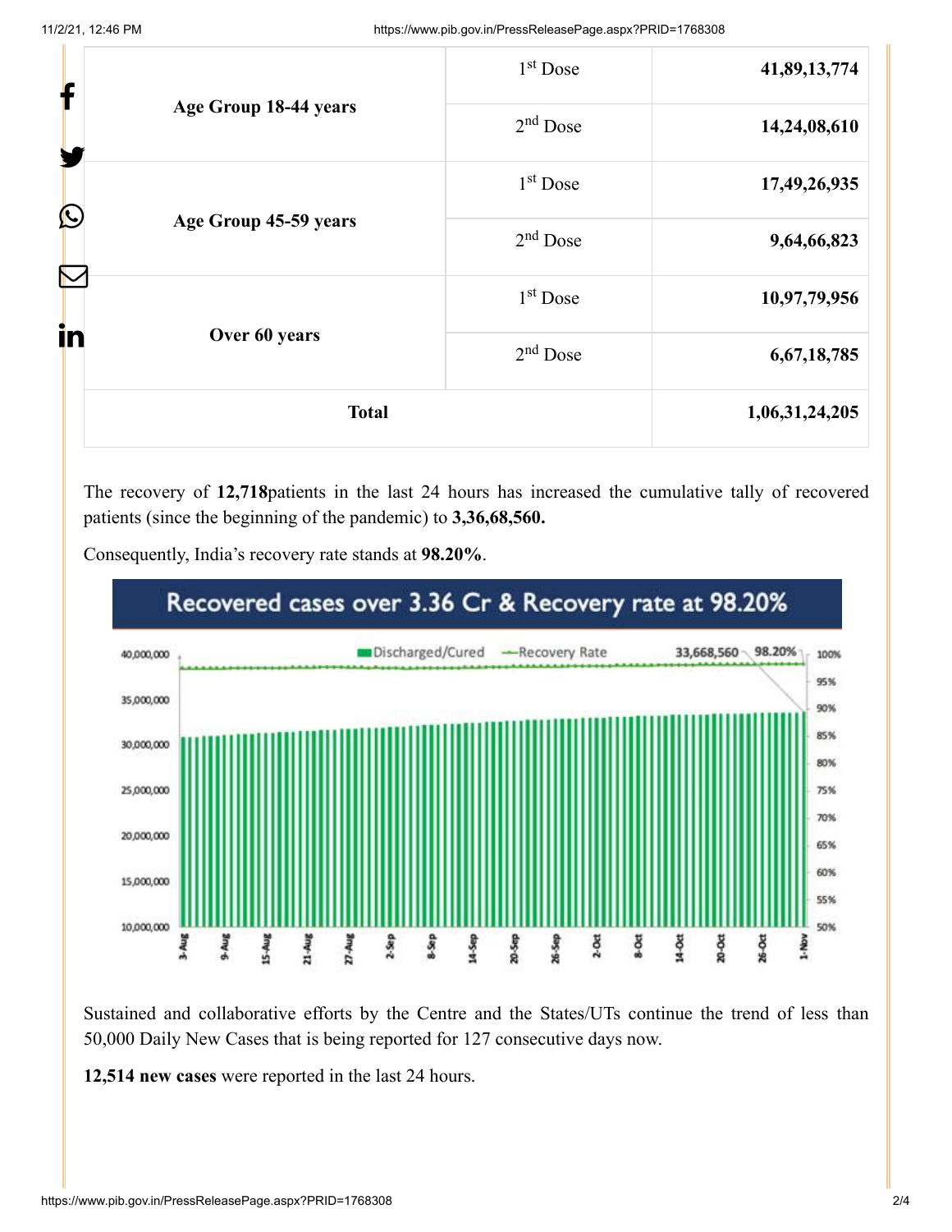| | | |
|---|---|---|
| Age Group 18-44 years | 1st Dose | **41,89,13,774** |
| | 2nd Dose | **14,24,08,610** |
| Age Group 45-59 years | 1st Dose | **17,49,26,935** |
| | 2nd Dose | **9,64,66,823** |
| Over 60 years | 1st Dose | **10,97,79,956** |
| | 2nd Dose | **6,67,18,785** |
| **Total** | | **1,06,31,24,205** |

The recovery of **12,718**patients in the last 24 hours has increased the cumulative tally of recovered patients (since the beginning of the pandemic) to **3,36,68,560.**

Consequently, India's recovery rate stands at **98.20%**.

Recovered cases over 3.36 Cr & Recovery rate at 98.20%

Sustained and collaborative efforts by the Centre and the States/UTs continue the trend of less than 50,000 Daily New Cases that is being reported for 127 consecutive days now.

**12,514 new cases** were reported in the last 24 hours.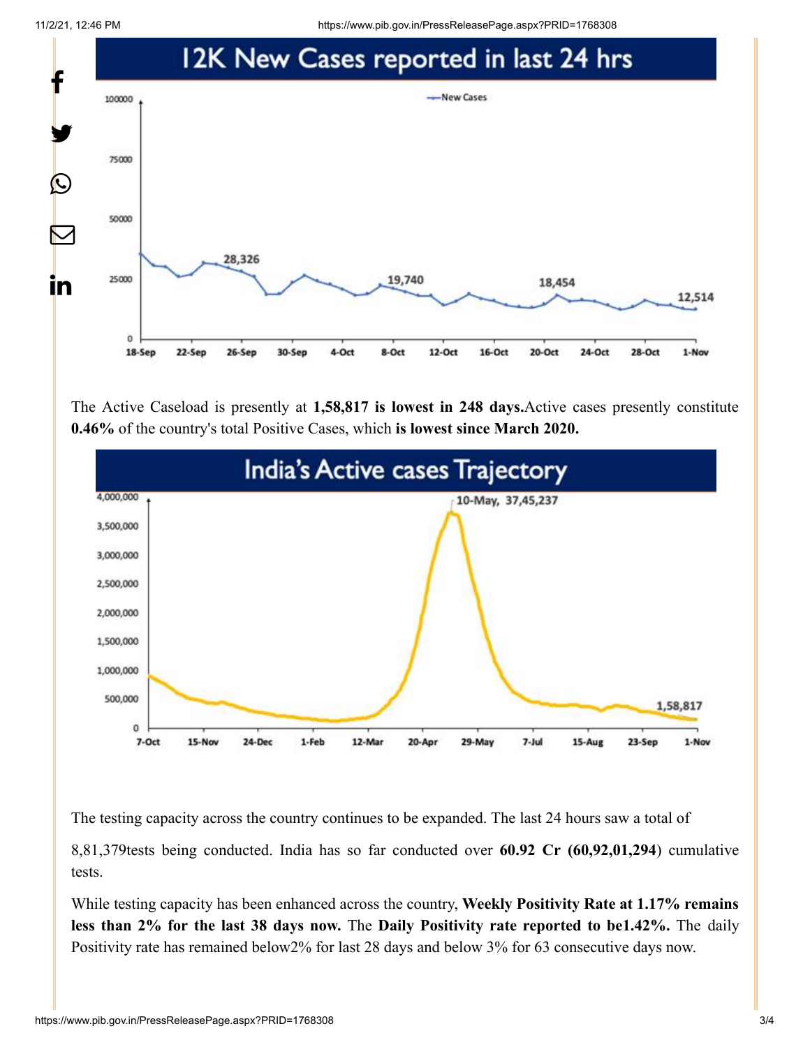## 12K New Cases reported in last 24 hrs

The Active Caseload is presently at **1,58,817 is lowest in 248 days.**Active cases presently constitute **0.46%** of the country's total Positive Cases, which **is lowest since March 2020.**

## India's Active cases Trajectory

The testing capacity across the country continues to be expanded. The last 24 hours saw a total of

8,81,379tests being conducted. India has so far conducted over **60.92 Cr (60,92,01,294**) cumulative tests.

While testing capacity has been enhanced across the country, **Weekly Positivity Rate at 1.17% remains less than 2% for the last 38 days now.** The **Daily Positivity rate reported to be1.42%.** The daily Positivity rate has remained below2% for last 28 days and below 3% for 63 consecutive days now.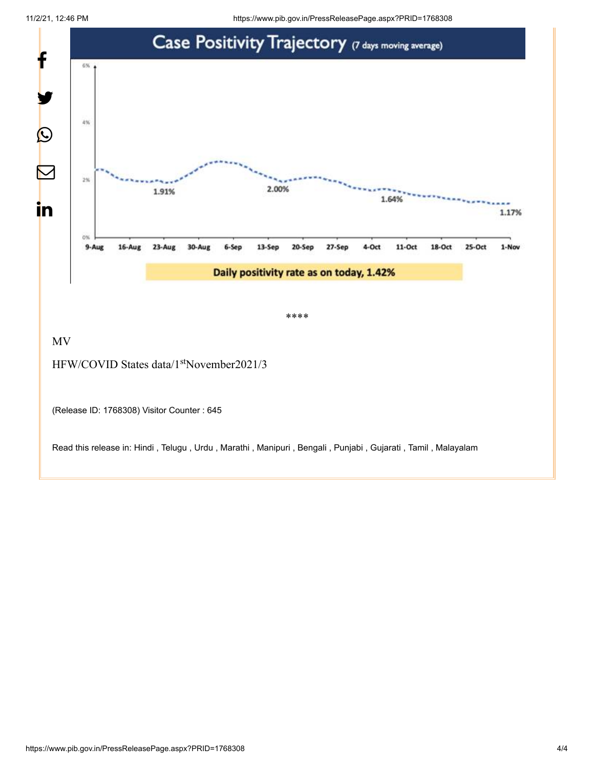Case Positivity Trajectory (7 days moving average)

6%
4%
2%
0%

1.91%
2.00%
1.64%
1.17%

9-Aug 16-Aug 23-Aug 30-Aug 6-Sep 13-Sep 20-Sep 27-Sep 4-Oct 11-Oct 18-Oct 25-Oct 1-Nov

Daily positivity rate as on today, 1.42%

****

MV

HFW/COVID States data/1st November2021/3

(Release ID: 1768308) Visitor Counter : 645

Read this release in: Hindi , Telugu , Urdu , Marathi , Manipuri , Bengali , Punjabi , Gujarati , Tamil , Malayalam